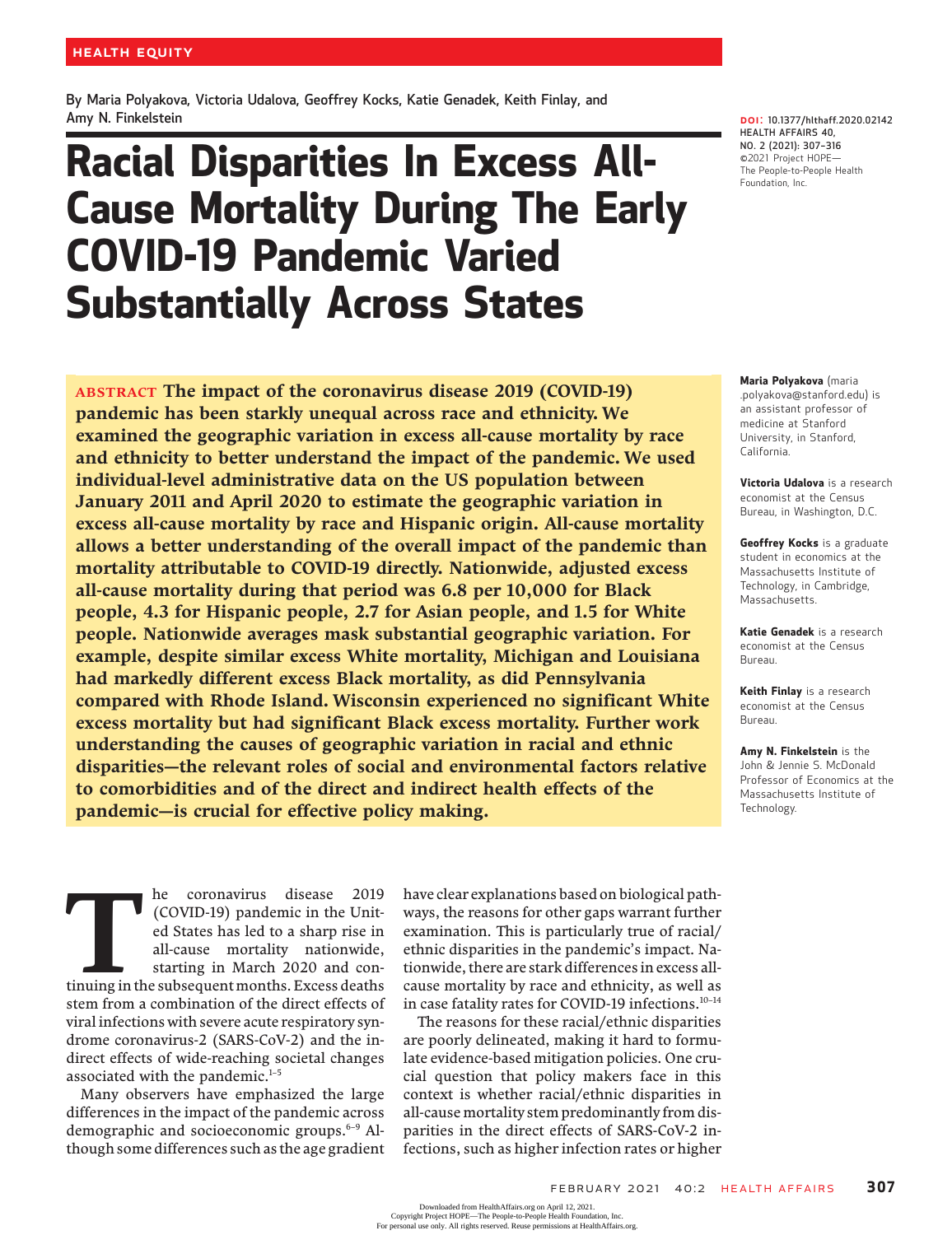HEALTH EQUITY

By Maria Polyakova, Victoria Udalova, Geoffrey Kocks, Katie Genadek, Keith Finlay, and Amy N. Finkelstein

DOI: 10.1377/hlthaff.2020.02142
HEALTH AFFAIRS 40, NO. 2 (2021): 307–316
©2021 Project HOPE— The People-to-People Health Foundation, Inc.

# Racial Disparities In Excess All-Cause Mortality During The Early COVID-19 Pandemic Varied Substantially Across States

**ABSTRACT The impact of the coronavirus disease 2019 (COVID-19) pandemic has been starkly unequal across race and ethnicity. We examined the geographic variation in excess all-cause mortality by race and ethnicity to better understand the impact of the pandemic. We used individual-level administrative data on the US population between January 2011 and April 2020 to estimate the geographic variation in excess all-cause mortality by race and Hispanic origin. All-cause mortality allows a better understanding of the overall impact of the pandemic than mortality attributable to COVID-19 directly. Nationwide, adjusted excess all-cause mortality during that period was 6.8 per 10,000 for Black people, 4.3 for Hispanic people, 2.7 for Asian people, and 1.5 for White people. Nationwide averages mask substantial geographic variation. For example, despite similar excess White mortality, Michigan and Louisiana had markedly different excess Black mortality, as did Pennsylvania compared with Rhode Island. Wisconsin experienced no significant White excess mortality but had significant Black excess mortality. Further work understanding the causes of geographic variation in racial and ethnic disparities—the relevant roles of social and environmental factors relative to comorbidities and of the direct and indirect health effects of the pandemic—is crucial for effective policy making.**

**Maria Polyakova** (maria.polyakova@stanford.edu) is an assistant professor of medicine at Stanford University, in Stanford, California.

**Victoria Udalova** is a research economist at the Census Bureau, in Washington, D.C.

**Geoffrey Kocks** is a graduate student in economics at the Massachusetts Institute of Technology, in Cambridge, Massachusetts.

**Katie Genadek** is a research economist at the Census Bureau.

**Keith Finlay** is a research economist at the Census Bureau.

**Amy N. Finkelstein** is the John & Jennie S. McDonald Professor of Economics at the Massachusetts Institute of Technology.

The coronavirus disease 2019 (COVID-19) pandemic in the United States has led to a sharp rise in all-cause mortality nationwide, starting in March 2020 and continuing in the subsequent months. Excess deaths stem from a combination of the direct effects of viral infections with severe acute respiratory syndrome coronavirus-2 (SARS-CoV-2) and the indirect effects of wide-reaching societal changes associated with the pandemic.[1–5]

Many observers have emphasized the large differences in the impact of the pandemic across demographic and socioeconomic groups.[6–9] Although some differences such as the age gradient have clear explanations based on biological pathways, the reasons for other gaps warrant further examination. This is particularly true of racial/ethnic disparities in the pandemic's impact. Nationwide, there are stark differences in excess all-cause mortality by race and ethnicity, as well as in case fatality rates for COVID-19 infections.[10–14]

The reasons for these racial/ethnic disparities are poorly delineated, making it hard to formulate evidence-based mitigation policies. One crucial question that policy makers face in this context is whether racial/ethnic disparities in all-cause mortality stem predominantly from disparities in the direct effects of SARS-CoV-2 infections, such as higher infection rates or higher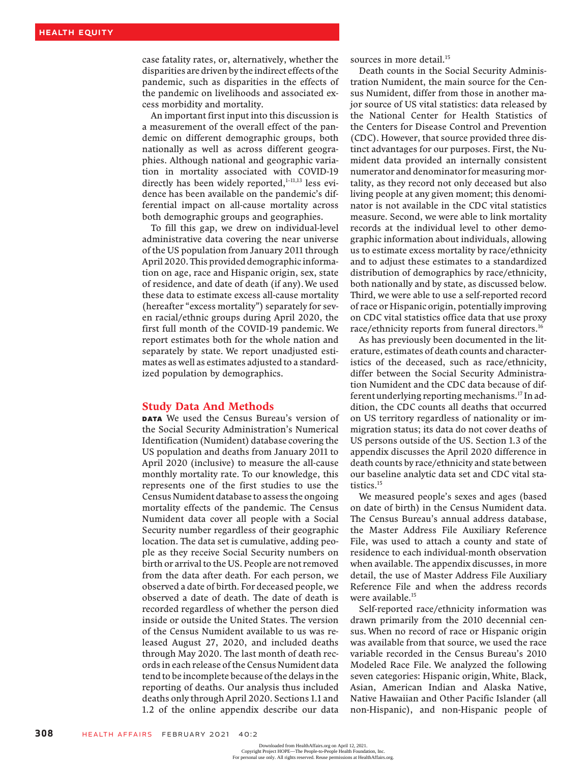case fatality rates, or, alternatively, whether the disparities are driven by the indirect effects of the pandemic, such as disparities in the effects of the pandemic on livelihoods and associated excess morbidity and mortality.

An important first input into this discussion is a measurement of the overall effect of the pandemic on different demographic groups, both nationally as well as across different geographies. Although national and geographic variation in mortality associated with COVID-19 directly has been widely reported,[1–11,13] less evidence has been available on the pandemic's differential impact on all-cause mortality across both demographic groups and geographies.

To fill this gap, we drew on individual-level administrative data covering the near universe of the US population from January 2011 through April 2020. This provided demographic information on age, race and Hispanic origin, sex, state of residence, and date of death (if any). We used these data to estimate excess all-cause mortality (hereafter "excess mortality") separately for seven racial/ethnic groups during April 2020, the first full month of the COVID-19 pandemic. We report estimates both for the whole nation and separately by state. We report unadjusted estimates as well as estimates adjusted to a standardized population by demographics.

## Study Data And Methods

**DATA** We used the Census Bureau's version of the Social Security Administration's Numerical Identification (Numident) database covering the US population and deaths from January 2011 to April 2020 (inclusive) to measure the all-cause monthly mortality rate. To our knowledge, this represents one of the first studies to use the Census Numident database to assess the ongoing mortality effects of the pandemic. The Census Numident data cover all people with a Social Security number regardless of their geographic location. The data set is cumulative, adding people as they receive Social Security numbers on birth or arrival to the US. People are not removed from the data after death. For each person, we observed a date of birth. For deceased people, we observed a date of death. The date of death is recorded regardless of whether the person died inside or outside the United States. The version of the Census Numident available to us was released August 27, 2020, and included deaths through May 2020. The last month of death records in each release of the Census Numident data tend to be incomplete because of the delays in the reporting of deaths. Our analysis thus included deaths only through April 2020. Sections 1.1 and 1.2 of the online appendix describe our data sources in more detail.[15]

Death counts in the Social Security Administration Numident, the main source for the Census Numident, differ from those in another major source of US vital statistics: data released by the National Center for Health Statistics of the Centers for Disease Control and Prevention (CDC). However, that source provided three distinct advantages for our purposes. First, the Numident data provided an internally consistent numerator and denominator for measuring mortality, as they record not only deceased but also living people at any given moment; this denominator is not available in the CDC vital statistics measure. Second, we were able to link mortality records at the individual level to other demographic information about individuals, allowing us to estimate excess mortality by race/ethnicity and to adjust these estimates to a standardized distribution of demographics by race/ethnicity, both nationally and by state, as discussed below. Third, we were able to use a self-reported record of race or Hispanic origin, potentially improving on CDC vital statistics office data that use proxy race/ethnicity reports from funeral directors.[16]

As has previously been documented in the literature, estimates of death counts and characteristics of the deceased, such as race/ethnicity, differ between the Social Security Administration Numident and the CDC data because of different underlying reporting mechanisms.[17] In addition, the CDC counts all deaths that occurred on US territory regardless of nationality or immigration status; its data do not cover deaths of US persons outside of the US. Section 1.3 of the appendix discusses the April 2020 difference in death counts by race/ethnicity and state between our baseline analytic data set and CDC vital statistics.[15]

We measured people's sexes and ages (based on date of birth) in the Census Numident data. The Census Bureau's annual address database, the Master Address File Auxiliary Reference File, was used to attach a county and state of residence to each individual-month observation when available. The appendix discusses, in more detail, the use of Master Address File Auxiliary Reference File and when the address records were available.[15]

Self-reported race/ethnicity information was drawn primarily from the 2010 decennial census. When no record of race or Hispanic origin was available from that source, we used the race variable recorded in the Census Bureau's 2010 Modeled Race File. We analyzed the following seven categories: Hispanic origin, White, Black, Asian, American Indian and Alaska Native, Native Hawaiian and Other Pacific Islander (all non-Hispanic), and non-Hispanic people of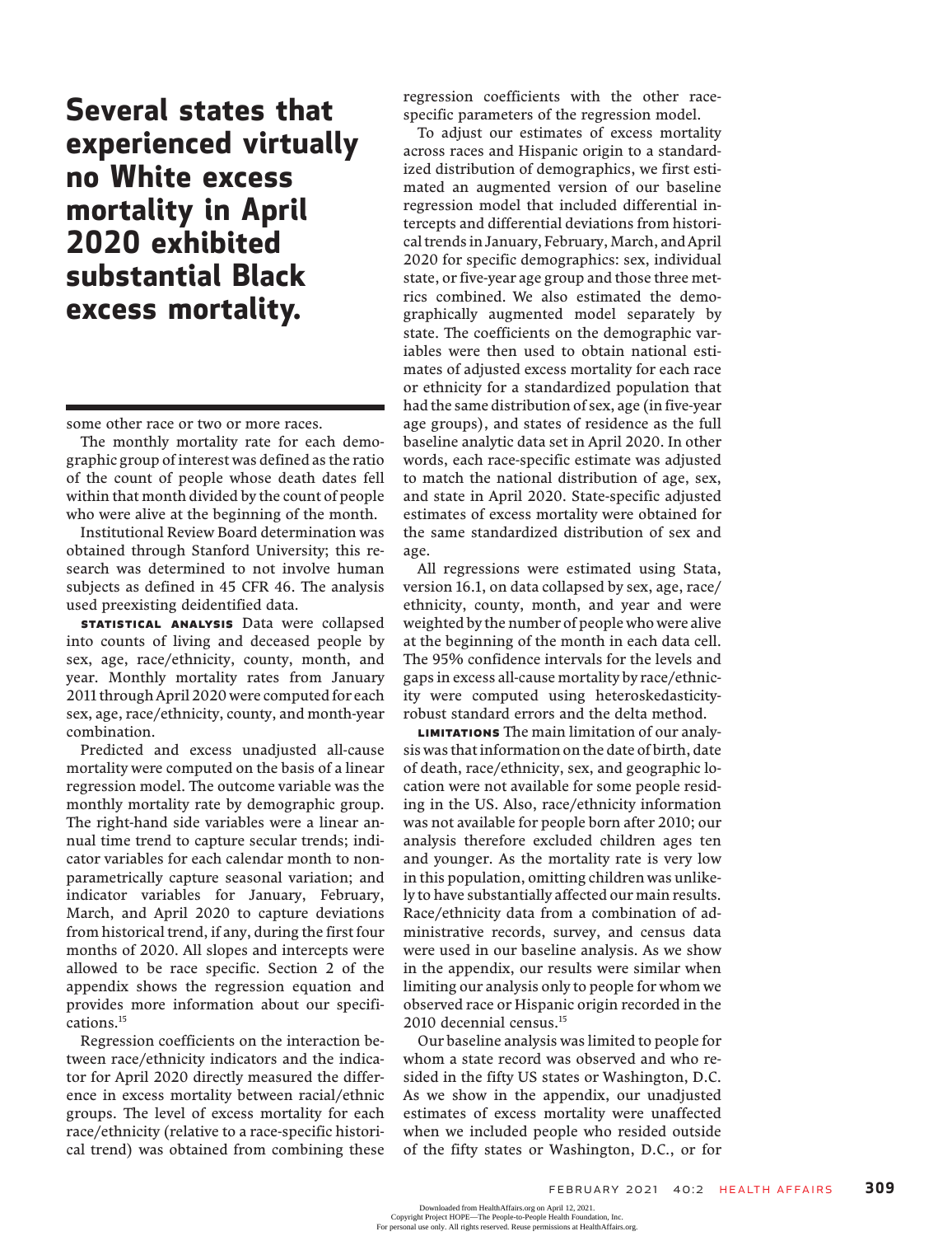**Several states that experienced virtually no White excess mortality in April 2020 exhibited substantial Black excess mortality.**

some other race or two or more races.

The monthly mortality rate for each demographic group of interest was defined as the ratio of the count of people whose death dates fell within that month divided by the count of people who were alive at the beginning of the month.

Institutional Review Board determination was obtained through Stanford University; this research was determined to not involve human subjects as defined in 45 CFR 46. The analysis used preexisting deidentified data.

**STATISTICAL ANALYSIS** Data were collapsed into counts of living and deceased people by sex, age, race/ethnicity, county, month, and year. Monthly mortality rates from January 2011 through April 2020 were computed for each sex, age, race/ethnicity, county, and month-year combination.

Predicted and excess unadjusted all-cause mortality were computed on the basis of a linear regression model. The outcome variable was the monthly mortality rate by demographic group. The right-hand side variables were a linear annual time trend to capture secular trends; indicator variables for each calendar month to nonparametrically capture seasonal variation; and indicator variables for January, February, March, and April 2020 to capture deviations from historical trend, if any, during the first four months of 2020. All slopes and intercepts were allowed to be race specific. Section 2 of the appendix shows the regression equation and provides more information about our specifications.[15]

Regression coefficients on the interaction between race/ethnicity indicators and the indicator for April 2020 directly measured the difference in excess mortality between racial/ethnic groups. The level of excess mortality for each race/ethnicity (relative to a race-specific historical trend) was obtained from combining these regression coefficients with the other race-specific parameters of the regression model.

To adjust our estimates of excess mortality across races and Hispanic origin to a standardized distribution of demographics, we first estimated an augmented version of our baseline regression model that included differential intercepts and differential deviations from historical trends in January, February, March, and April 2020 for specific demographics: sex, individual state, or five-year age group and those three metrics combined. We also estimated the demographically augmented model separately by state. The coefficients on the demographic variables were then used to obtain national estimates of adjusted excess mortality for each race or ethnicity for a standardized population that had the same distribution of sex, age (in five-year age groups), and states of residence as the full baseline analytic data set in April 2020. In other words, each race-specific estimate was adjusted to match the national distribution of age, sex, and state in April 2020. State-specific adjusted estimates of excess mortality were obtained for the same standardized distribution of sex and age.

All regressions were estimated using Stata, version 16.1, on data collapsed by sex, age, race/ethnicity, county, month, and year and were weighted by the number of people who were alive at the beginning of the month in each data cell. The 95% confidence intervals for the levels and gaps in excess all-cause mortality by race/ethnicity were computed using heteroskedasticity-robust standard errors and the delta method.

**LIMITATIONS** The main limitation of our analysis was that information on the date of birth, date of death, race/ethnicity, sex, and geographic location were not available for some people residing in the US. Also, race/ethnicity information was not available for people born after 2010; our analysis therefore excluded children ages ten and younger. As the mortality rate is very low in this population, omitting children was unlikely to have substantially affected our main results. Race/ethnicity data from a combination of administrative records, survey, and census data were used in our baseline analysis. As we show in the appendix, our results were similar when limiting our analysis only to people for whom we observed race or Hispanic origin recorded in the 2010 decennial census.[15]

Our baseline analysis was limited to people for whom a state record was observed and who resided in the fifty US states or Washington, D.C. As we show in the appendix, our unadjusted estimates of excess mortality were unaffected when we included people who resided outside of the fifty states or Washington, D.C., or for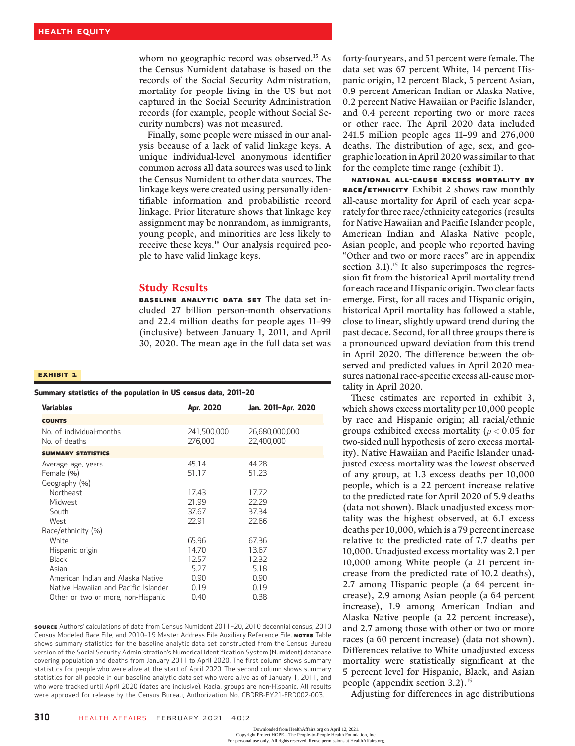whom no geographic record was observed.[15] As the Census Numident database is based on the records of the Social Security Administration, mortality for people living in the US but not captured in the Social Security Administration records (for example, people without Social Security numbers) was not measured.

Finally, some people were missed in our analysis because of a lack of valid linkage keys. A unique individual-level anonymous identifier common across all data sources was used to link the Census Numident to other data sources. The linkage keys were created using personally identifiable information and probabilistic record linkage. Prior literature shows that linkage key assignment may be nonrandom, as immigrants, young people, and minorities are less likely to receive these keys.[18] Our analysis required people to have valid linkage keys.

## Study Results

**BASELINE ANALYTIC DATA SET** The data set included 27 billion person-month observations and 22.4 million deaths for people ages 11–99 (inclusive) between January 1, 2011, and April 30, 2020. The mean age in the full data set was forty-four years, and 51 percent were female. The data set was 67 percent White, 14 percent Hispanic origin, 12 percent Black, 5 percent Asian, 0.9 percent American Indian or Alaska Native, 0.2 percent Native Hawaiian or Pacific Islander, and 0.4 percent reporting two or more races or other race. The April 2020 data included 241.5 million people ages 11–99 and 276,000 deaths. The distribution of age, sex, and geographic location in April 2020 was similar to that for the complete time range (exhibit 1).

**EXHIBIT 1**

**Summary statistics of the population in US census data, 2011–20**

| Variables | Apr. 2020 | Jan. 2011–Apr. 2020 |
|---|---|---|
| **COUNTS** | | |
| No. of individual-months | 241,500,000 | 26,680,000,000 |
| No. of deaths | 276,000 | 22,400,000 |
| **SUMMARY STATISTICS** | | |
| Average age, years | 45.14 | 44.28 |
| Female (%) | 51.17 | 51.23 |
| Geography (%) | | |
| Northeast | 17.43 | 17.72 |
| Midwest | 21.99 | 22.29 |
| South | 37.67 | 37.34 |
| West | 22.91 | 22.66 |
| Race/ethnicity (%) | | |
| White | 65.96 | 67.36 |
| Hispanic origin | 14.70 | 13.67 |
| Black | 12.57 | 12.32 |
| Asian | 5.27 | 5.18 |
| American Indian and Alaska Native | 0.90 | 0.90 |
| Native Hawaiian and Pacific Islander | 0.19 | 0.19 |
| Other or two or more, non-Hispanic | 0.40 | 0.38 |

**SOURCE** Authors' calculations of data from Census Numident 2011–20, 2010 decennial census, 2010 Census Modeled Race File, and 2010–19 Master Address File Auxiliary Reference File. **NOTES** Table shows summary statistics for the baseline analytic data set constructed from the Census Bureau version of the Social Security Administration's Numerical Identification System (Numident) database covering population and deaths from January 2011 to April 2020. The first column shows summary statistics for people who were alive at the start of April 2020. The second column shows summary statistics for all people in our baseline analytic data set who were alive as of January 1, 2011, and who were tracked until April 2020 (dates are inclusive). Racial groups are non-Hispanic. All results were approved for release by the Census Bureau, Authorization No. CBDRB-FY21-ERD002-003.

**NATIONAL ALL-CAUSE EXCESS MORTALITY BY RACE/ETHNICITY** Exhibit 2 shows raw monthly all-cause mortality for April of each year separately for three race/ethnicity categories (results for Native Hawaiian and Pacific Islander people, American Indian and Alaska Native people, Asian people, and people who reported having "Other and two or more races" are in appendix section 3.1).[15] It also superimposes the regression fit from the historical April mortality trend for each race and Hispanic origin. Two clear facts emerge. First, for all races and Hispanic origin, historical April mortality has followed a stable, close to linear, slightly upward trend during the past decade. Second, for all three groups there is a pronounced upward deviation from this trend in April 2020. The difference between the observed and predicted values in April 2020 measures national race-specific excess all-cause mortality in April 2020.

These estimates are reported in exhibit 3, which shows excess mortality per 10,000 people by race and Hispanic origin; all racial/ethnic groups exhibited excess mortality ($p < 0.05$ for two-sided null hypothesis of zero excess mortality). Native Hawaiian and Pacific Islander unadjusted excess mortality was the lowest observed of any group, at 1.3 excess deaths per 10,000 people, which is a 22 percent increase relative to the predicted rate for April 2020 of 5.9 deaths (data not shown). Black unadjusted excess mortality was the highest observed, at 6.1 excess deaths per 10,000, which is a 79 percent increase relative to the predicted rate of 7.7 deaths per 10,000. Unadjusted excess mortality was 2.1 per 10,000 among White people (a 21 percent increase from the predicted rate of 10.2 deaths), 2.7 among Hispanic people (a 64 percent increase), 2.9 among Asian people (a 64 percent increase), 1.9 among American Indian and Alaska Native people (a 22 percent increase), and 2.7 among those with other or two or more races (a 60 percent increase) (data not shown). Differences relative to White unadjusted excess mortality were statistically significant at the 5 percent level for Hispanic, Black, and Asian people (appendix section 3.2).[15]

Adjusting for differences in age distributions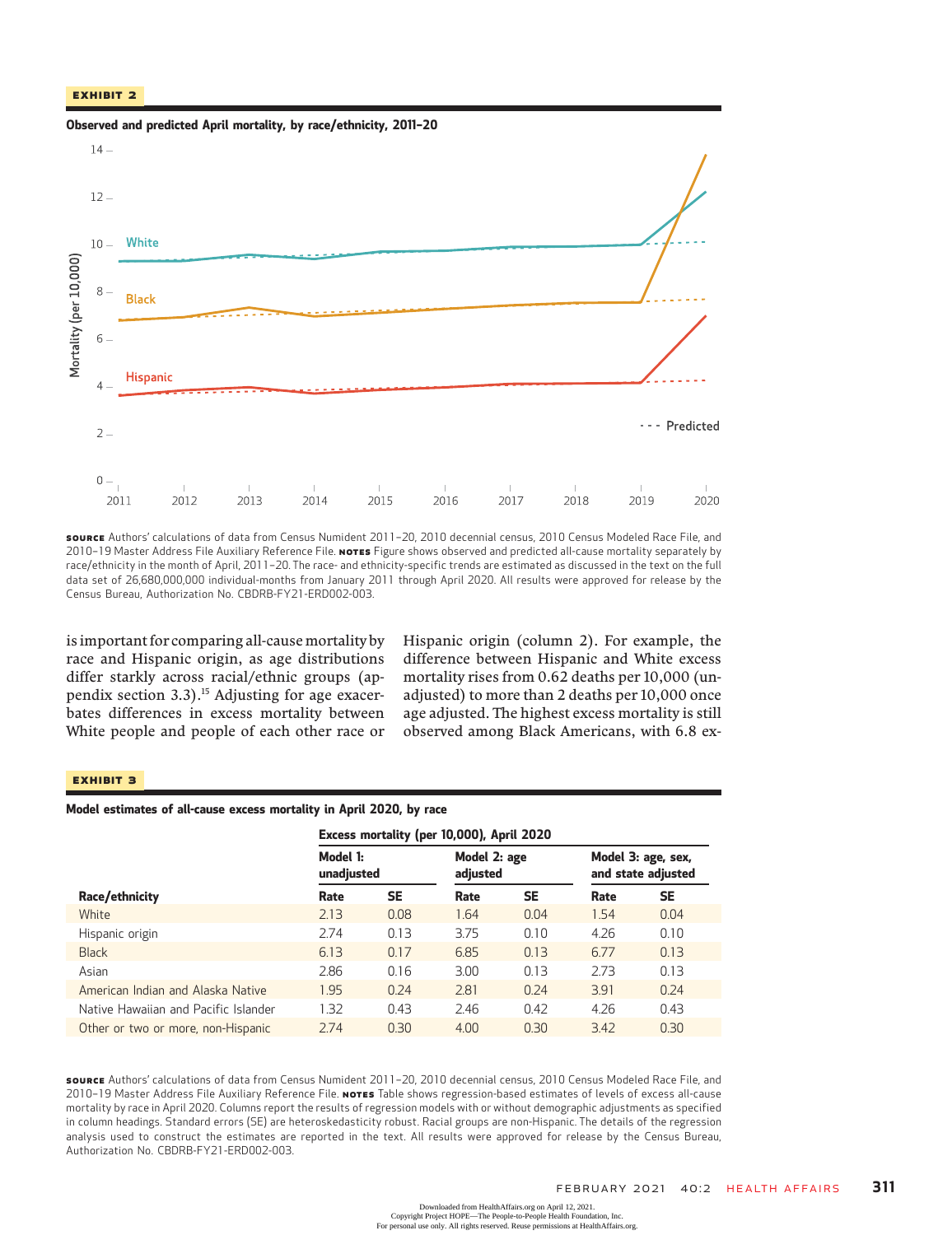**EXHIBIT 2**

**Observed and predicted April mortality, by race/ethnicity, 2011–20**

**SOURCE** Authors' calculations of data from Census Numident 2011–20, 2010 decennial census, 2010 Census Modeled Race File, and 2010–19 Master Address File Auxiliary Reference File. **NOTES** Figure shows observed and predicted all-cause mortality separately by race/ethnicity in the month of April, 2011–20. The race- and ethnicity-specific trends are estimated as discussed in the text on the full data set of 26,680,000,000 individual-months from January 2011 through April 2020. All results were approved for release by the Census Bureau, Authorization No. CBDRB-FY21-ERD002-003.

is important for comparing all-cause mortality by race and Hispanic origin, as age distributions differ starkly across racial/ethnic groups (appendix section 3.3).[15] Adjusting for age exacerbates differences in excess mortality between White people and people of each other race or Hispanic origin (column 2). For example, the difference between Hispanic and White excess mortality rises from 0.62 deaths per 10,000 (unadjusted) to more than 2 deaths per 10,000 once age adjusted. The highest excess mortality is still observed among Black Americans, with 6.8 ex-

**EXHIBIT 3**

**Model estimates of all-cause excess mortality in April 2020, by race**

| | Excess mortality (per 10,000), April 2020 | | | | | |
|---|---|---|---|---|---|---|
| | Model 1: unadjusted | | Model 2: age adjusted | | Model 3: age, sex, and state adjusted | |
| **Race/ethnicity** | **Rate** | **SE** | **Rate** | **SE** | **Rate** | **SE** |
| White | 2.13 | 0.08 | 1.64 | 0.04 | 1.54 | 0.04 |
| Hispanic origin | 2.74 | 0.13 | 3.75 | 0.10 | 4.26 | 0.10 |
| Black | 6.13 | 0.17 | 6.85 | 0.13 | 6.77 | 0.13 |
| Asian | 2.86 | 0.16 | 3.00 | 0.13 | 2.73 | 0.13 |
| American Indian and Alaska Native | 1.95 | 0.24 | 2.81 | 0.24 | 3.91 | 0.24 |
| Native Hawaiian and Pacific Islander | 1.32 | 0.43 | 2.46 | 0.42 | 4.26 | 0.43 |
| Other or two or more, non-Hispanic | 2.74 | 0.30 | 4.00 | 0.30 | 3.42 | 0.30 |

**SOURCE** Authors' calculations of data from Census Numident 2011–20, 2010 decennial census, 2010 Census Modeled Race File, and 2010–19 Master Address File Auxiliary Reference File. **NOTES** Table shows regression-based estimates of levels of excess all-cause mortality by race in April 2020. Columns report the results of regression models with or without demographic adjustments as specified in column headings. Standard errors (SE) are heteroskedasticity robust. Racial groups are non-Hispanic. The details of the regression analysis used to construct the estimates are reported in the text. All results were approved for release by the Census Bureau, Authorization No. CBDRB-FY21-ERD002-003.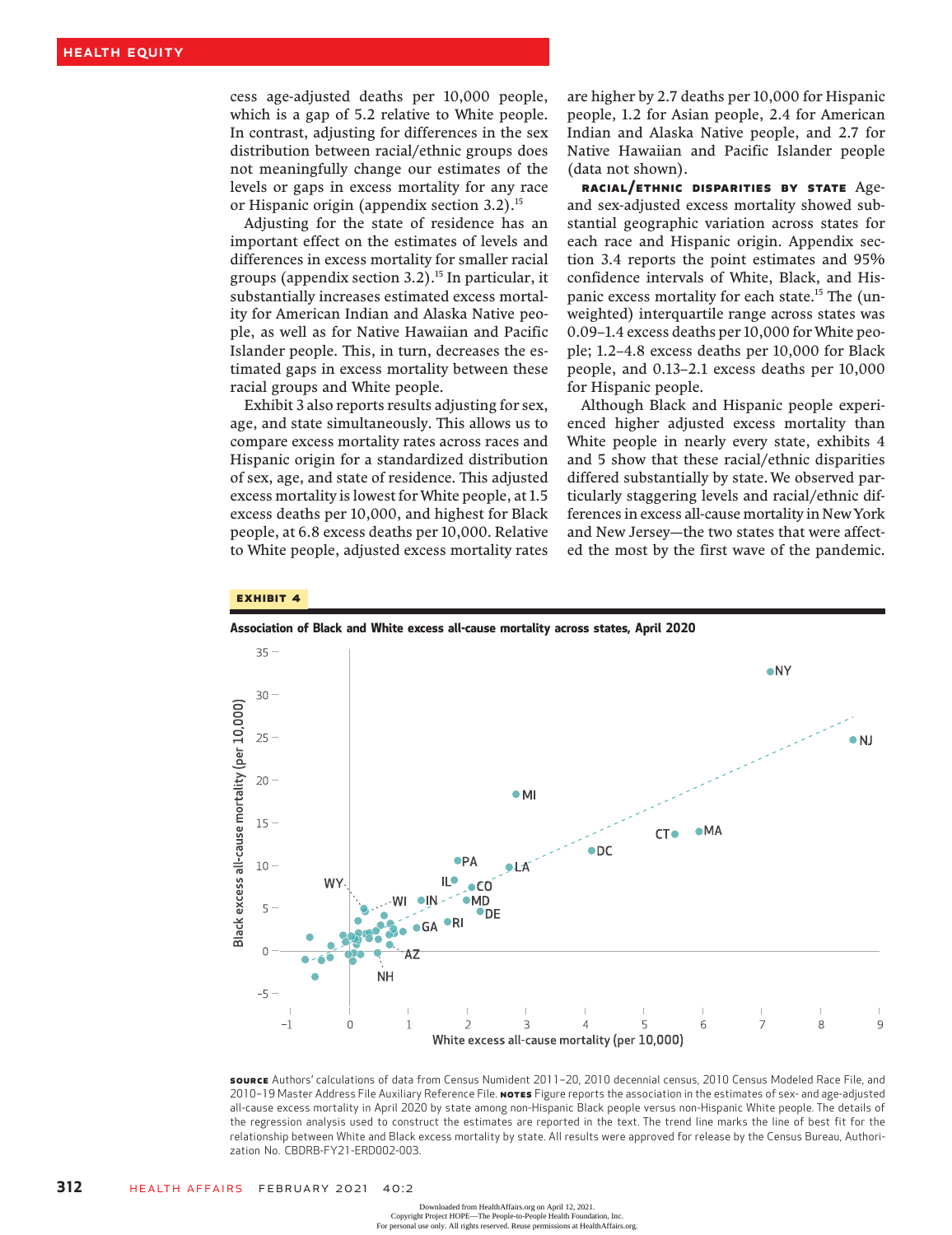cess age-adjusted deaths per 10,000 people, which is a gap of 5.2 relative to White people. In contrast, adjusting for differences in the sex distribution between racial/ethnic groups does not meaningfully change our estimates of the levels or gaps in excess mortality for any race or Hispanic origin (appendix section 3.2).[15]

Adjusting for the state of residence has an important effect on the estimates of levels and differences in excess mortality for smaller racial groups (appendix section 3.2).[15] In particular, it substantially increases estimated excess mortality for American Indian and Alaska Native people, as well as for Native Hawaiian and Pacific Islander people. This, in turn, decreases the estimated gaps in excess mortality between these racial groups and White people.

Exhibit 3 also reports results adjusting for sex, age, and state simultaneously. This allows us to compare excess mortality rates across races and Hispanic origin for a standardized distribution of sex, age, and state of residence. This adjusted excess mortality is lowest for White people, at 1.5 excess deaths per 10,000, and highest for Black people, at 6.8 excess deaths per 10,000. Relative to White people, adjusted excess mortality rates are higher by 2.7 deaths per 10,000 for Hispanic people, 1.2 for Asian people, 2.4 for American Indian and Alaska Native people, and 2.7 for Native Hawaiian and Pacific Islander people (data not shown).

**Racial/Ethnic Disparities By State** Age- and sex-adjusted excess mortality showed substantial geographic variation across states for each race and Hispanic origin. Appendix section 3.4 reports the point estimates and 95% confidence intervals of White, Black, and Hispanic excess mortality for each state.[15] The (unweighted) interquartile range across states was 0.09–1.4 excess deaths per 10,000 for White people; 1.2–4.8 excess deaths per 10,000 for Black people, and 0.13–2.1 excess deaths per 10,000 for Hispanic people.

Although Black and Hispanic people experienced higher adjusted excess mortality than White people in nearly every state, exhibits 4 and 5 show that these racial/ethnic disparities differed substantially by state. We observed particularly staggering levels and racial/ethnic differences in excess all-cause mortality in New York and New Jersey—the two states that were affected the most by the first wave of the pandemic.

**EXHIBIT 4**

**Association of Black and White excess all-cause mortality across states, April 2020**

**SOURCE** Authors' calculations of data from Census Numident 2011–20, 2010 decennial census, 2010 Census Modeled Race File, and 2010–19 Master Address File Auxiliary Reference File. **NOTES** Figure reports the association in the estimates of sex- and age-adjusted all-cause excess mortality in April 2020 by state among non-Hispanic Black people versus non-Hispanic White people. The details of the regression analysis used to construct the estimates are reported in the text. The trend line marks the line of best fit for the relationship between White and Black excess mortality by state. All results were approved for release by the Census Bureau, Authorization No. CBDRB-FY21-ERD002-003.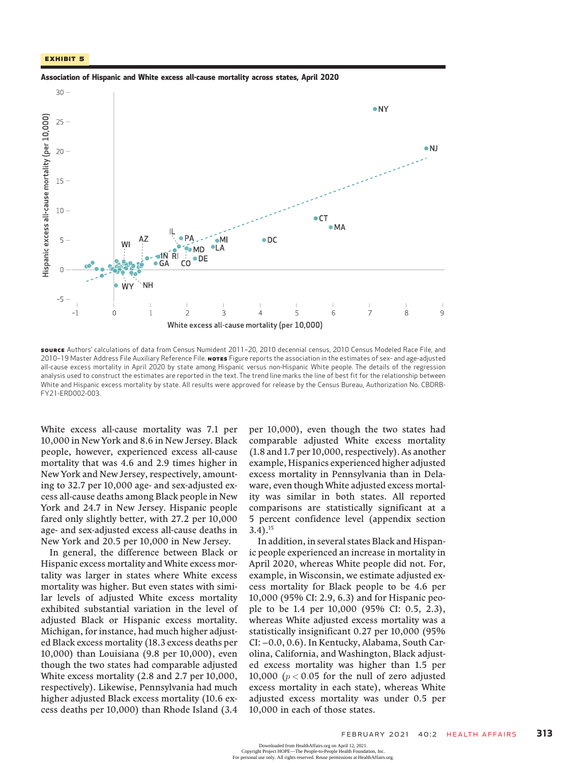**EXHIBIT 5**

**Association of Hispanic and White excess all-cause mortality across states, April 2020**

**SOURCE** Authors' calculations of data from Census Numident 2011–20, 2010 decennial census, 2010 Census Modeled Race File, and 2010–19 Master Address File Auxiliary Reference File. **NOTES** Figure reports the association in the estimates of sex- and age-adjusted all-cause excess mortality in April 2020 by state among Hispanic versus non-Hispanic White people. The details of the regression analysis used to construct the estimates are reported in the text. The trend line marks the line of best fit for the relationship between White and Hispanic excess mortality by state. All results were approved for release by the Census Bureau, Authorization No. CBDRB-FY21-ERD002-003.

White excess all-cause mortality was 7.1 per 10,000 in New York and 8.6 in New Jersey. Black people, however, experienced excess all-cause mortality that was 4.6 and 2.9 times higher in New York and New Jersey, respectively, amounting to 32.7 per 10,000 age- and sex-adjusted excess all-cause deaths among Black people in New York and 24.7 in New Jersey. Hispanic people fared only slightly better, with 27.2 per 10,000 age- and sex-adjusted excess all-cause deaths in New York and 20.5 per 10,000 in New Jersey.

In general, the difference between Black or Hispanic excess mortality and White excess mortality was larger in states where White excess mortality was higher. But even states with similar levels of adjusted White excess mortality exhibited substantial variation in the level of adjusted Black or Hispanic excess mortality. Michigan, for instance, had much higher adjusted Black excess mortality (18.3 excess deaths per 10,000) than Louisiana (9.8 per 10,000), even though the two states had comparable adjusted White excess mortality (2.8 and 2.7 per 10,000, respectively). Likewise, Pennsylvania had much higher adjusted Black excess mortality (10.6 excess deaths per 10,000) than Rhode Island (3.4 per 10,000), even though the two states had comparable adjusted White excess mortality (1.8 and 1.7 per 10,000, respectively). As another example, Hispanics experienced higher adjusted excess mortality in Pennsylvania than in Delaware, even though White adjusted excess mortality was similar in both states. All reported comparisons are statistically significant at a 5 percent confidence level (appendix section 3.4).[15]

In addition, in several states Black and Hispanic people experienced an increase in mortality in April 2020, whereas White people did not. For, example, in Wisconsin, we estimate adjusted excess mortality for Black people to be 4.6 per 10,000 (95% CI: 2.9, 6.3) and for Hispanic people to be 1.4 per 10,000 (95% CI: 0.5, 2.3), whereas White adjusted excess mortality was a statistically insignificant 0.27 per 10,000 (95% CI: −0.0, 0.6). In Kentucky, Alabama, South Carolina, California, and Washington, Black adjusted excess mortality was higher than 1.5 per 10,000 ($p < 0.05$ for the null of zero adjusted excess mortality in each state), whereas White adjusted excess mortality was under 0.5 per 10,000 in each of those states.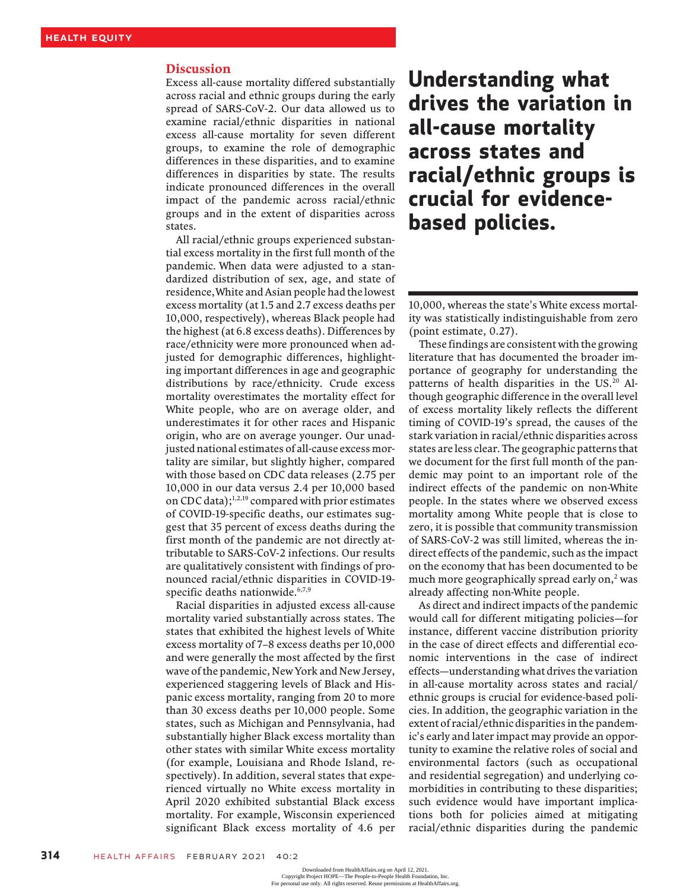## Discussion

Excess all-cause mortality differed substantially across racial and ethnic groups during the early spread of SARS-CoV-2. Our data allowed us to examine racial/ethnic disparities in national excess all-cause mortality for seven different groups, to examine the role of demographic differences in these disparities, and to examine differences in disparities by state. The results indicate pronounced differences in the overall impact of the pandemic across racial/ethnic groups and in the extent of disparities across states.

All racial/ethnic groups experienced substantial excess mortality in the first full month of the pandemic. When data were adjusted to a standardized distribution of sex, age, and state of residence, White and Asian people had the lowest excess mortality (at 1.5 and 2.7 excess deaths per 10,000, respectively), whereas Black people had the highest (at 6.8 excess deaths). Differences by race/ethnicity were more pronounced when adjusted for demographic differences, highlighting important differences in age and geographic distributions by race/ethnicity. Crude excess mortality overestimates the mortality effect for White people, who are on average older, and underestimates it for other races and Hispanic origin, who are on average younger. Our unadjusted national estimates of all-cause excess mortality are similar, but slightly higher, compared with those based on CDC data releases (2.75 per 10,000 in our data versus 2.4 per 10,000 based on CDC data);[1,2,19] compared with prior estimates of COVID-19-specific deaths, our estimates suggest that 35 percent of excess deaths during the first month of the pandemic are not directly attributable to SARS-CoV-2 infections. Our results are qualitatively consistent with findings of pronounced racial/ethnic disparities in COVID-19-specific deaths nationwide.[6,7,9]

Racial disparities in adjusted excess all-cause mortality varied substantially across states. The states that exhibited the highest levels of White excess mortality of 7–8 excess deaths per 10,000 and were generally the most affected by the first wave of the pandemic, New York and New Jersey, experienced staggering levels of Black and Hispanic excess mortality, ranging from 20 to more than 30 excess deaths per 10,000 people. Some states, such as Michigan and Pennsylvania, had substantially higher Black excess mortality than other states with similar White excess mortality (for example, Louisiana and Rhode Island, respectively). In addition, several states that experienced virtually no White excess mortality in April 2020 exhibited substantial Black excess mortality. For example, Wisconsin experienced significant Black excess mortality of 4.6 per 10,000, whereas the state's White excess mortality was statistically indistinguishable from zero (point estimate, 0.27).

**Understanding what drives the variation in all-cause mortality across states and racial/ethnic groups is crucial for evidence-based policies.**

These findings are consistent with the growing literature that has documented the broader importance of geography for understanding the patterns of health disparities in the US.[20] Although geographic difference in the overall level of excess mortality likely reflects the different timing of COVID-19's spread, the causes of the stark variation in racial/ethnic disparities across states are less clear. The geographic patterns that we document for the first full month of the pandemic may point to an important role of the indirect effects of the pandemic on non-White people. In the states where we observed excess mortality among White people that is close to zero, it is possible that community transmission of SARS-CoV-2 was still limited, whereas the indirect effects of the pandemic, such as the impact on the economy that has been documented to be much more geographically spread early on,[2] was already affecting non-White people.

As direct and indirect impacts of the pandemic would call for different mitigating policies—for instance, different vaccine distribution priority in the case of direct effects and differential economic interventions in the case of indirect effects—understanding what drives the variation in all-cause mortality across states and racial/ethnic groups is crucial for evidence-based policies. In addition, the geographic variation in the extent of racial/ethnic disparities in the pandemic's early and later impact may provide an opportunity to examine the relative roles of social and environmental factors (such as occupational and residential segregation) and underlying comorbidities in contributing to these disparities; such evidence would have important implications both for policies aimed at mitigating racial/ethnic disparities during the pandemic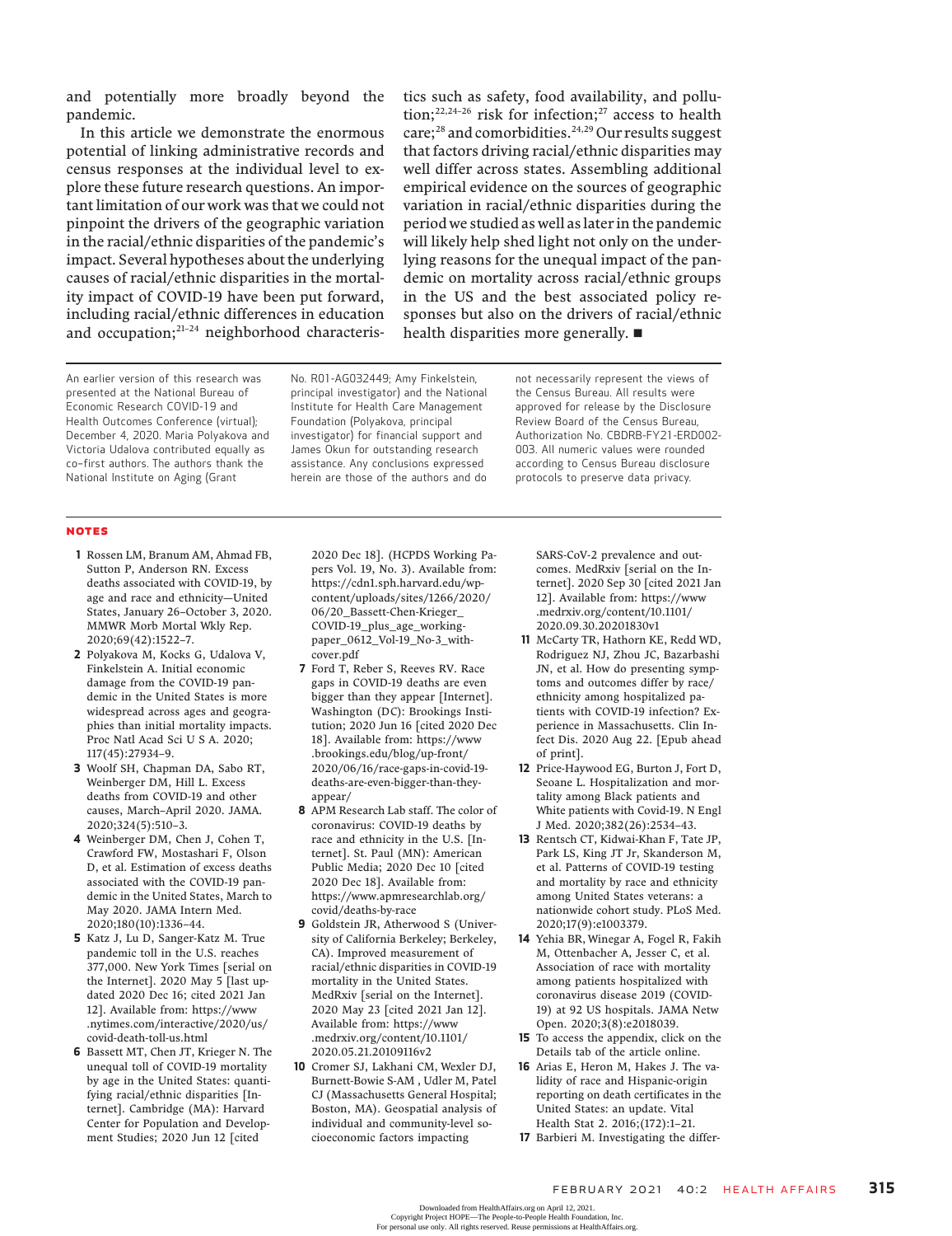and potentially more broadly beyond the pandemic.

In this article we demonstrate the enormous potential of linking administrative records and census responses at the individual level to explore these future research questions. An important limitation of our work was that we could not pinpoint the drivers of the geographic variation in the racial/ethnic disparities of the pandemic's impact. Several hypotheses about the underlying causes of racial/ethnic disparities in the mortality impact of COVID-19 have been put forward, including racial/ethnic differences in education and occupation;[21–24] neighborhood characteristics such as safety, food availability, and pollution;[22,24–26] risk for infection;[27] access to health care;[28] and comorbidities.[24,29] Our results suggest that factors driving racial/ethnic disparities may well differ across states. Assembling additional empirical evidence on the sources of geographic variation in racial/ethnic disparities during the period we studied as well as later in the pandemic will likely help shed light not only on the underlying reasons for the unequal impact of the pandemic on mortality across racial/ethnic groups in the US and the best associated policy responses but also on the drivers of racial/ethnic health disparities more generally. ■

An earlier version of this research was presented at the National Bureau of Economic Research COVID-19 and Health Outcomes Conference (virtual); December 4, 2020. Maria Polyakova and Victoria Udalova contributed equally as co–first authors. The authors thank the National Institute on Aging (Grant No. R01-AG032449; Amy Finkelstein, principal investigator) and the National Institute for Health Care Management Foundation (Polyakova, principal investigator) for financial support and James Okun for outstanding research assistance. Any conclusions expressed herein are those of the authors and do not necessarily represent the views of the Census Bureau. All results were approved for release by the Disclosure Review Board of the Census Bureau, Authorization No. CBDRB-FY21-ERD002-003. All numeric values were rounded according to Census Bureau disclosure protocols to preserve data privacy.

## NOTES

1. Rossen LM, Branum AM, Ahmad FB, Sutton P, Anderson RN. Excess deaths associated with COVID-19, by age and race and ethnicity—United States, January 26–October 3, 2020. MMWR Morb Mortal Wkly Rep. 2020;69(42):1522–7.
2. Polyakova M, Kocks G, Udalova V, Finkelstein A. Initial economic damage from the COVID-19 pandemic in the United States is more widespread across ages and geographies than initial mortality impacts. Proc Natl Acad Sci U S A. 2020;117(45):27934–9.
3. Woolf SH, Chapman DA, Sabo RT, Weinberger DM, Hill L. Excess deaths from COVID-19 and other causes, March–April 2020. JAMA. 2020;324(5):510–3.
4. Weinberger DM, Chen J, Cohen T, Crawford FW, Mostashari F, Olson D, et al. Estimation of excess deaths associated with the COVID-19 pandemic in the United States, March to May 2020. JAMA Intern Med. 2020;180(10):1336–44.
5. Katz J, Lu D, Sanger-Katz M. True pandemic toll in the U.S. reaches 377,000. New York Times [serial on the Internet]. 2020 May 5 [last updated 2020 Dec 16; cited 2021 Jan 12]. Available from: https://www.nytimes.com/interactive/2020/us/covid-death-toll-us.html
6. Bassett MT, Chen JT, Krieger N. The unequal toll of COVID-19 mortality by age in the United States: quantifying racial/ethnic disparities [Internet]. Cambridge (MA): Harvard Center for Population and Development Studies; 2020 Jun 12 [cited 2020 Dec 18]. (HCPDS Working Papers Vol. 19, No. 3). Available from: https://cdn1.sph.harvard.edu/wp-content/uploads/sites/1266/2020/06/20_Bassett-Chen-Krieger_COVID-19_plus_age_working-paper_0612_Vol-19_No-3_with-cover.pdf
7. Ford T, Reber S, Reeves RV. Race gaps in COVID-19 deaths are even bigger than they appear [Internet]. Washington (DC): Brookings Institution; 2020 Jun 16 [cited 2020 Dec 18]. Available from: https://www.brookings.edu/blog/up-front/2020/06/16/race-gaps-in-covid-19-deaths-are-even-bigger-than-they-appear/
8. APM Research Lab staff. The color of coronavirus: COVID-19 deaths by race and ethnicity in the U.S. [Internet]. St. Paul (MN): American Public Media; 2020 Dec 10 [cited 2020 Dec 18]. Available from: https://www.apmresearchlab.org/covid/deaths-by-race
9. Goldstein JR, Atherwood S (University of California Berkeley; Berkeley, CA). Improved measurement of racial/ethnic disparities in COVID-19 mortality in the United States. MedRxiv [serial on the Internet]. 2020 May 23 [cited 2021 Jan 12]. Available from: https://www.medrxiv.org/content/10.1101/2020.05.21.20109116v2
10. Cromer SJ, Lakhani CM, Wexler DJ, Burnett-Bowie S-AM , Udler M, Patel CJ (Massachusetts General Hospital; Boston, MA). Geospatial analysis of individual and community-level socioeconomic factors impacting SARS-CoV-2 prevalence and outcomes. MedRxiv [serial on the Internet]. 2020 Sep 30 [cited 2021 Jan 12]. Available from: https://www.medrxiv.org/content/10.1101/2020.09.30.20201830v1
11. McCarty TR, Hathorn KE, Redd WD, Rodriguez NJ, Zhou JC, Bazarbashi JN, et al. How do presenting symptoms and outcomes differ by race/ethnicity among hospitalized patients with COVID-19 infection? Experience in Massachusetts. Clin Infect Dis. 2020 Aug 22. [Epub ahead of print].
12. Price-Haywood EG, Burton J, Fort D, Seoane L. Hospitalization and mortality among Black patients and White patients with Covid-19. N Engl J Med. 2020;382(26):2534–43.
13. Rentsch CT, Kidwai-Khan F, Tate JP, Park LS, King JT Jr, Skanderson M, et al. Patterns of COVID-19 testing and mortality by race and ethnicity among United States veterans: a nationwide cohort study. PLoS Med. 2020;17(9):e1003379.
14. Yehia BR, Winegar A, Fogel R, Fakih M, Ottenbacher A, Jesser C, et al. Association of race with mortality among patients hospitalized with coronavirus disease 2019 (COVID-19) at 92 US hospitals. JAMA Netw Open. 2020;3(8):e2018039.
15. To access the appendix, click on the Details tab of the article online.
16. Arias E, Heron M, Hakes J. The validity of race and Hispanic-origin reporting on death certificates in the United States: an update. Vital Health Stat 2. 2016;(172):1–21.
17. Barbieri M. Investigating the differ-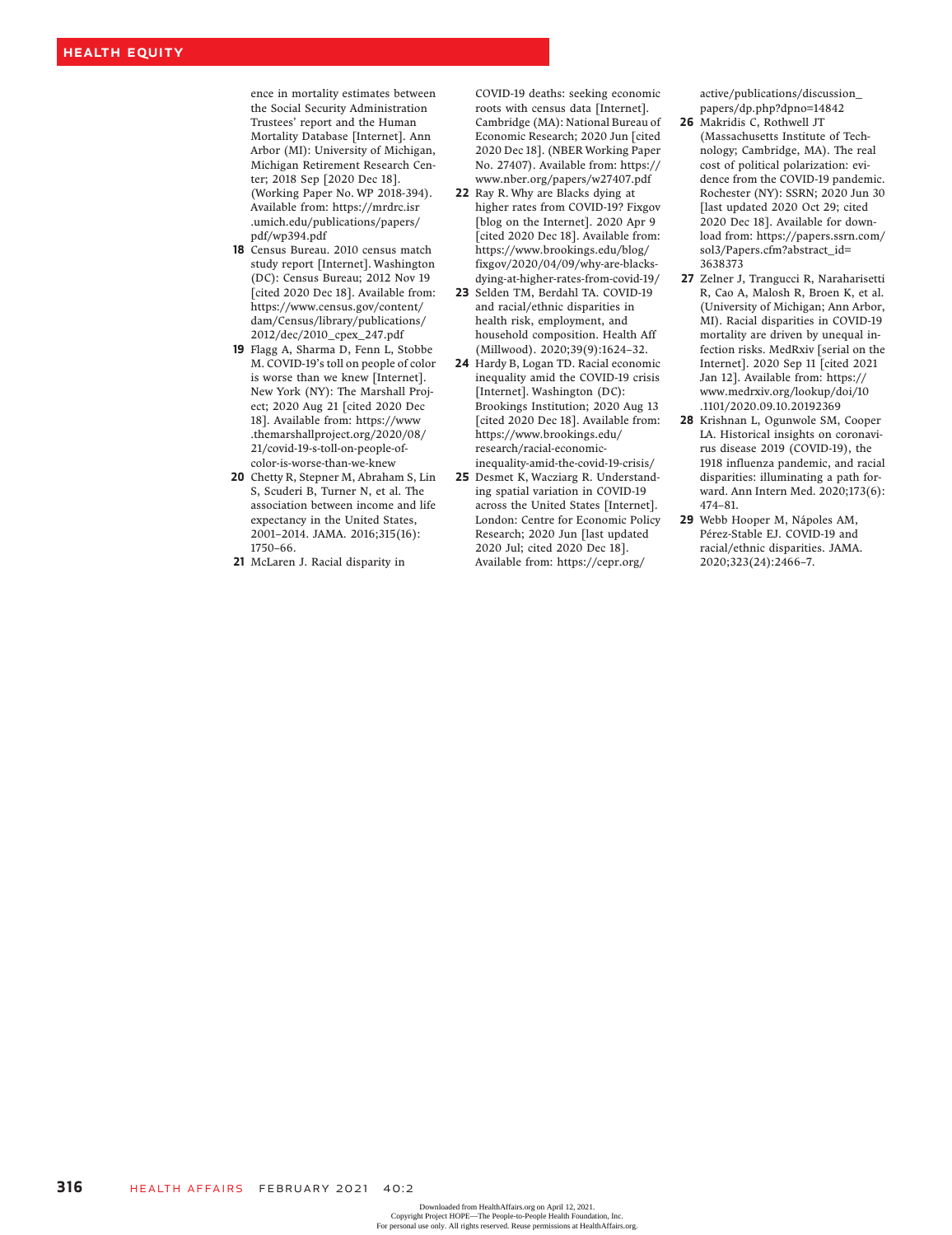ence in mortality estimates between the Social Security Administration Trustees' report and the Human Mortality Database [Internet]. Ann Arbor (MI): University of Michigan, Michigan Retirement Research Center; 2018 Sep [2020 Dec 18]. (Working Paper No. WP 2018-394). Available from: https://mrdrc.isr.umich.edu/publications/papers/pdf/wp394.pdf

**18** Census Bureau. 2010 census match study report [Internet]. Washington (DC): Census Bureau; 2012 Nov 19 [cited 2020 Dec 18]. Available from: https://www.census.gov/content/dam/Census/library/publications/2012/dec/2010_cpex_247.pdf

**19** Flagg A, Sharma D, Fenn L, Stobbe M. COVID-19's toll on people of color is worse than we knew [Internet]. New York (NY): The Marshall Project; 2020 Aug 21 [cited 2020 Dec 18]. Available from: https://www.themarshallproject.org/2020/08/21/covid-19-s-toll-on-people-of-color-is-worse-than-we-knew

**20** Chetty R, Stepner M, Abraham S, Lin S, Scuderi B, Turner N, et al. The association between income and life expectancy in the United States, 2001–2014. JAMA. 2016;315(16):1750–66.

**21** McLaren J. Racial disparity in COVID-19 deaths: seeking economic roots with census data [Internet]. Cambridge (MA): National Bureau of Economic Research; 2020 Jun [cited 2020 Dec 18]. (NBER Working Paper No. 27407). Available from: https://www.nber.org/papers/w27407.pdf

**22** Ray R. Why are Blacks dying at higher rates from COVID-19? Fixgov [blog on the Internet]. 2020 Apr 9 [cited 2020 Dec 18]. Available from: https://www.brookings.edu/blog/fixgov/2020/04/09/why-are-blacks-dying-at-higher-rates-from-covid-19/

**23** Selden TM, Berdahl TA. COVID-19 and racial/ethnic disparities in health risk, employment, and household composition. Health Aff (Millwood). 2020;39(9):1624–32.

**24** Hardy B, Logan TD. Racial economic inequality amid the COVID-19 crisis [Internet]. Washington (DC): Brookings Institution; 2020 Aug 13 [cited 2020 Dec 18]. Available from: https://www.brookings.edu/research/racial-economic-inequality-amid-the-covid-19-crisis/

**25** Desmet K, Wacziarg R. Understanding spatial variation in COVID-19 across the United States [Internet]. London: Centre for Economic Policy Research; 2020 Jun [last updated 2020 Jul; cited 2020 Dec 18]. Available from: https://cepr.org/active/publications/discussion_papers/dp.php?dpno=14842

**26** Makridis C, Rothwell JT (Massachusetts Institute of Technology; Cambridge, MA). The real cost of political polarization: evidence from the COVID-19 pandemic. Rochester (NY): SSRN; 2020 Jun 30 [last updated 2020 Oct 29; cited 2020 Dec 18]. Available for download from: https://papers.ssrn.com/sol3/Papers.cfm?abstract_id=3638373

**27** Zelner J, Trangucci R, Naraharisetti R, Cao A, Malosh R, Broen K, et al. (University of Michigan; Ann Arbor, MI). Racial disparities in COVID-19 mortality are driven by unequal infection risks. MedRxiv [serial on the Internet]. 2020 Sep 11 [cited 2021 Jan 12]. Available from: https://www.medrxiv.org/lookup/doi/10.1101/2020.09.10.20192369

**28** Krishnan L, Ogunwole SM, Cooper LA. Historical insights on coronavirus disease 2019 (COVID-19), the 1918 influenza pandemic, and racial disparities: illuminating a path forward. Ann Intern Med. 2020;173(6):474–81.

**29** Webb Hooper M, Nápoles AM, Pérez-Stable EJ. COVID-19 and racial/ethnic disparities. JAMA. 2020;323(24):2466–7.